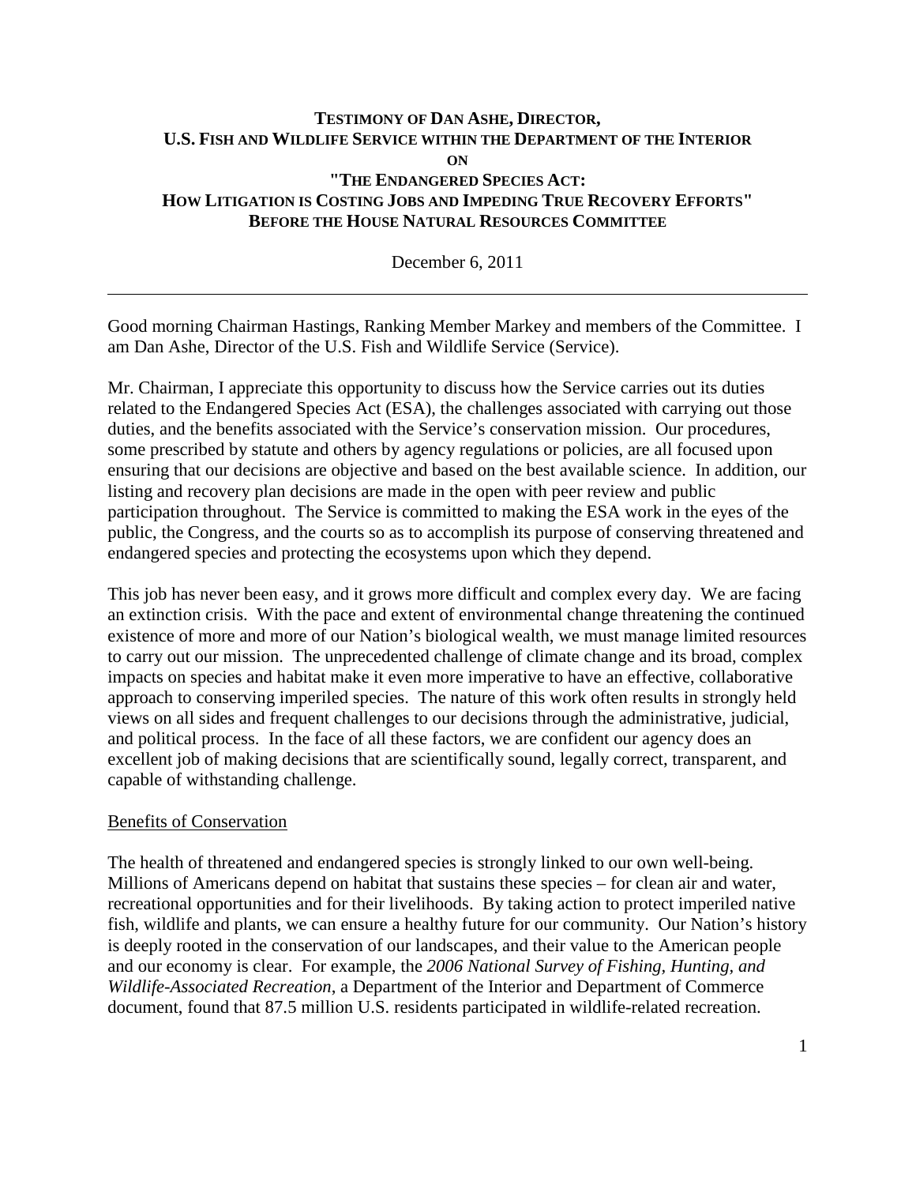# TESTIMONY OF DAN ASHE, DIRECTOR, U.S. FISH AND WILDLIFE SERVICE WITHIN THE DEPARTMENT OF THE INTERIOR ON "THE ENDANGERED SPECIES ACT: HOW LITIGATION IS COSTING JOBS AND IMPEDING TRUE RECOVERY EFFORTS" BEFORE THE HOUSE NATURAL RESOURCES COMMITTEE

December 6, 2011

---

Good morning Chairman Hastings, Ranking Member Markey and members of the Committee. I am Dan Ashe, Director of the U.S. Fish and Wildlife Service (Service).

Mr. Chairman, I appreciate this opportunity to discuss how the Service carries out its duties related to the Endangered Species Act (ESA), the challenges associated with carrying out those duties, and the benefits associated with the Service's conservation mission. Our procedures, some prescribed by statute and others by agency regulations or policies, are all focused upon ensuring that our decisions are objective and based on the best available science. In addition, our listing and recovery plan decisions are made in the open with peer review and public participation throughout. The Service is committed to making the ESA work in the eyes of the public, the Congress, and the courts so as to accomplish its purpose of conserving threatened and endangered species and protecting the ecosystems upon which they depend.

This job has never been easy, and it grows more difficult and complex every day. We are facing an extinction crisis. With the pace and extent of environmental change threatening the continued existence of more and more of our Nation's biological wealth, we must manage limited resources to carry out our mission. The unprecedented challenge of climate change and its broad, complex impacts on species and habitat make it even more imperative to have an effective, collaborative approach to conserving imperiled species. The nature of this work often results in strongly held views on all sides and frequent challenges to our decisions through the administrative, judicial, and political process. In the face of all these factors, we are confident our agency does an excellent job of making decisions that are scientifically sound, legally correct, transparent, and capable of withstanding challenge.

## Benefits of Conservation

The health of threatened and endangered species is strongly linked to our own well-being. Millions of Americans depend on habitat that sustains these species – for clean air and water, recreational opportunities and for their livelihoods. By taking action to protect imperiled native fish, wildlife and plants, we can ensure a healthy future for our community. Our Nation's history is deeply rooted in the conservation of our landscapes, and their value to the American people and our economy is clear. For example, the *2006 National Survey of Fishing, Hunting, and Wildlife-Associated Recreation*, a Department of the Interior and Department of Commerce document, found that 87.5 million U.S. residents participated in wildlife-related recreation.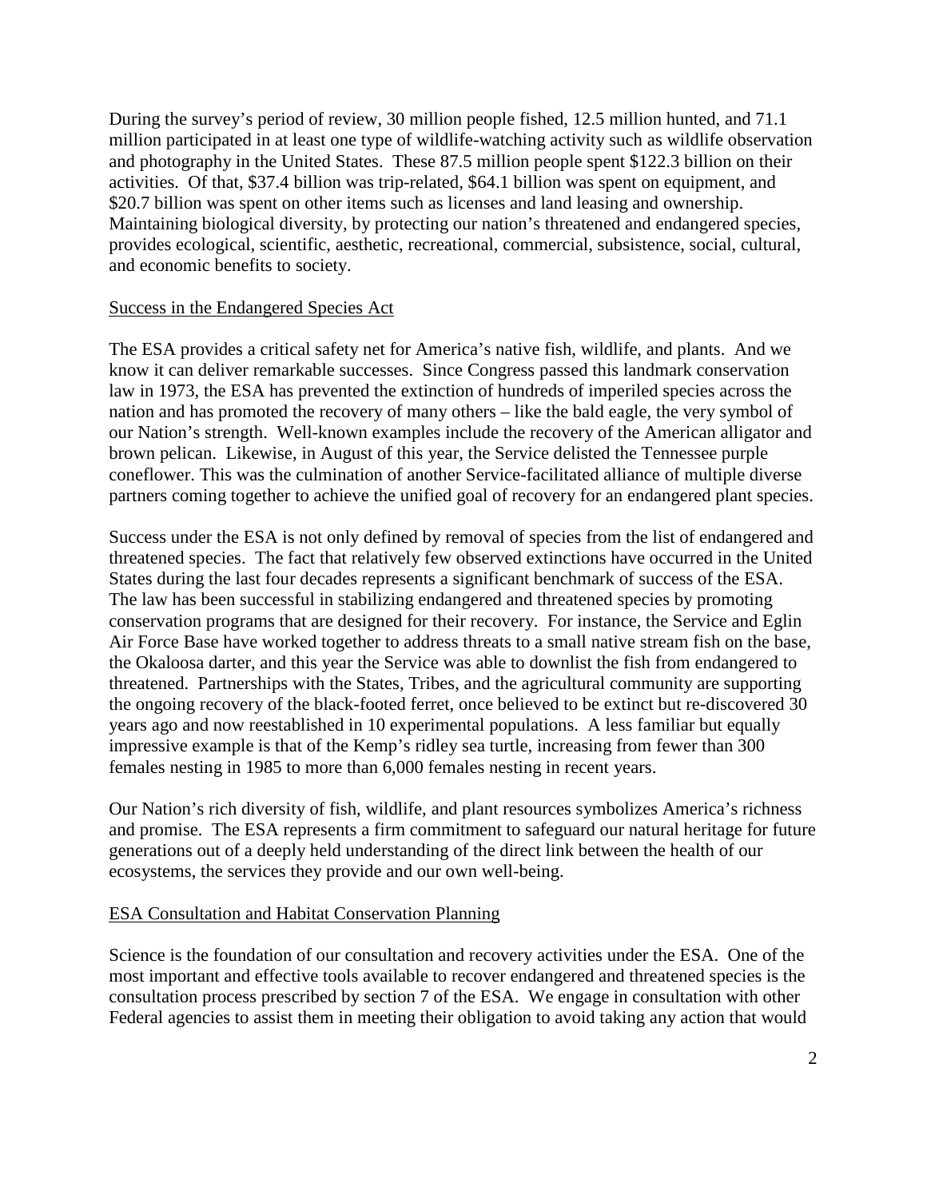During the survey's period of review, 30 million people fished, 12.5 million hunted, and 71.1 million participated in at least one type of wildlife-watching activity such as wildlife observation and photography in the United States. These 87.5 million people spent $122.3 billion on their activities. Of that, $37.4 billion was trip-related, $64.1 billion was spent on equipment, and $20.7 billion was spent on other items such as licenses and land leasing and ownership. Maintaining biological diversity, by protecting our nation's threatened and endangered species, provides ecological, scientific, aesthetic, recreational, commercial, subsistence, social, cultural, and economic benefits to society.

## Success in the Endangered Species Act

The ESA provides a critical safety net for America's native fish, wildlife, and plants. And we know it can deliver remarkable successes. Since Congress passed this landmark conservation law in 1973, the ESA has prevented the extinction of hundreds of imperiled species across the nation and has promoted the recovery of many others – like the bald eagle, the very symbol of our Nation's strength. Well-known examples include the recovery of the American alligator and brown pelican. Likewise, in August of this year, the Service delisted the Tennessee purple coneflower. This was the culmination of another Service-facilitated alliance of multiple diverse partners coming together to achieve the unified goal of recovery for an endangered plant species.

Success under the ESA is not only defined by removal of species from the list of endangered and threatened species. The fact that relatively few observed extinctions have occurred in the United States during the last four decades represents a significant benchmark of success of the ESA. The law has been successful in stabilizing endangered and threatened species by promoting conservation programs that are designed for their recovery. For instance, the Service and Eglin Air Force Base have worked together to address threats to a small native stream fish on the base, the Okaloosa darter, and this year the Service was able to downlist the fish from endangered to threatened. Partnerships with the States, Tribes, and the agricultural community are supporting the ongoing recovery of the black-footed ferret, once believed to be extinct but re-discovered 30 years ago and now reestablished in 10 experimental populations. A less familiar but equally impressive example is that of the Kemp's ridley sea turtle, increasing from fewer than 300 females nesting in 1985 to more than 6,000 females nesting in recent years.

Our Nation's rich diversity of fish, wildlife, and plant resources symbolizes America's richness and promise. The ESA represents a firm commitment to safeguard our natural heritage for future generations out of a deeply held understanding of the direct link between the health of our ecosystems, the services they provide and our own well-being.

## ESA Consultation and Habitat Conservation Planning

Science is the foundation of our consultation and recovery activities under the ESA. One of the most important and effective tools available to recover endangered and threatened species is the consultation process prescribed by section 7 of the ESA. We engage in consultation with other Federal agencies to assist them in meeting their obligation to avoid taking any action that would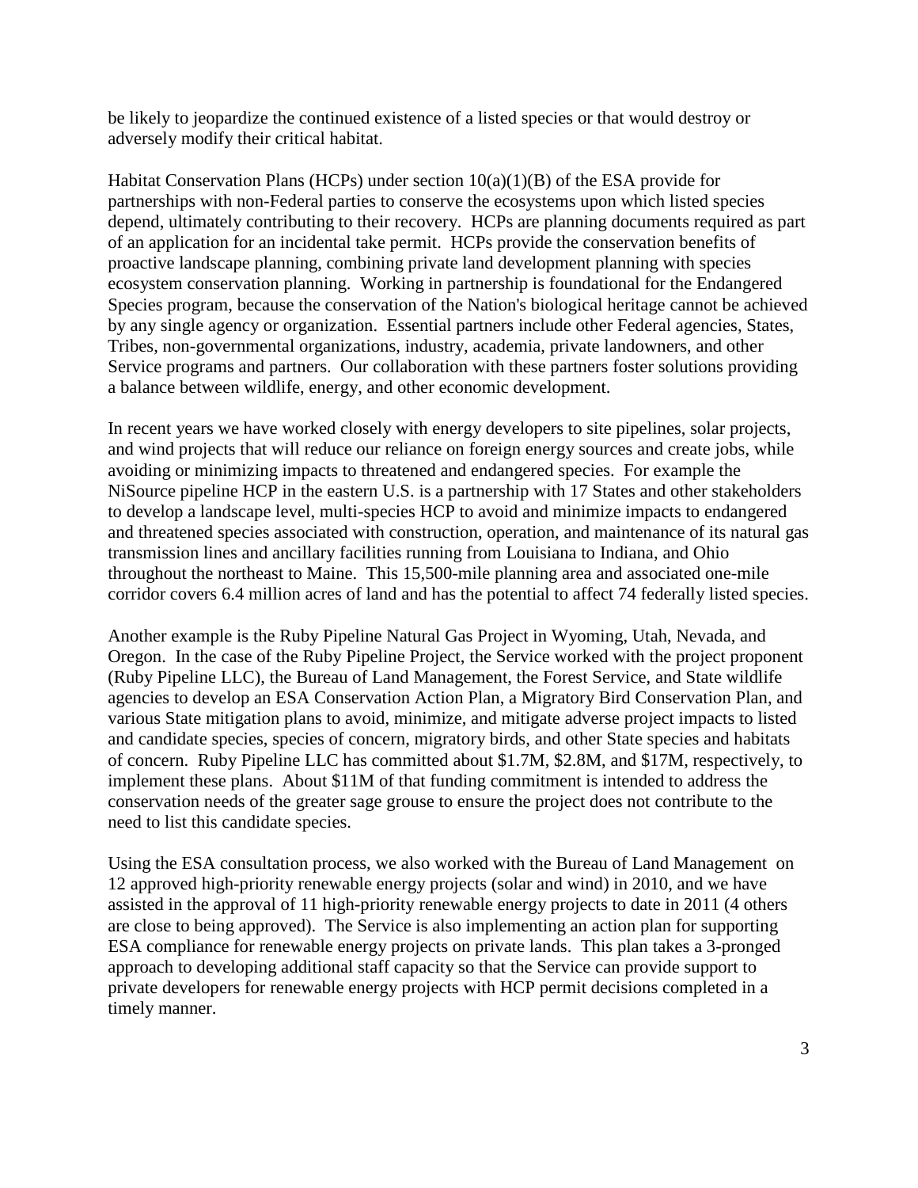be likely to jeopardize the continued existence of a listed species or that would destroy or adversely modify their critical habitat.

Habitat Conservation Plans (HCPs) under section 10(a)(1)(B) of the ESA provide for partnerships with non-Federal parties to conserve the ecosystems upon which listed species depend, ultimately contributing to their recovery. HCPs are planning documents required as part of an application for an incidental take permit. HCPs provide the conservation benefits of proactive landscape planning, combining private land development planning with species ecosystem conservation planning. Working in partnership is foundational for the Endangered Species program, because the conservation of the Nation's biological heritage cannot be achieved by any single agency or organization. Essential partners include other Federal agencies, States, Tribes, non-governmental organizations, industry, academia, private landowners, and other Service programs and partners. Our collaboration with these partners foster solutions providing a balance between wildlife, energy, and other economic development.

In recent years we have worked closely with energy developers to site pipelines, solar projects, and wind projects that will reduce our reliance on foreign energy sources and create jobs, while avoiding or minimizing impacts to threatened and endangered species. For example the NiSource pipeline HCP in the eastern U.S. is a partnership with 17 States and other stakeholders to develop a landscape level, multi-species HCP to avoid and minimize impacts to endangered and threatened species associated with construction, operation, and maintenance of its natural gas transmission lines and ancillary facilities running from Louisiana to Indiana, and Ohio throughout the northeast to Maine. This 15,500-mile planning area and associated one-mile corridor covers 6.4 million acres of land and has the potential to affect 74 federally listed species.

Another example is the Ruby Pipeline Natural Gas Project in Wyoming, Utah, Nevada, and Oregon. In the case of the Ruby Pipeline Project, the Service worked with the project proponent (Ruby Pipeline LLC), the Bureau of Land Management, the Forest Service, and State wildlife agencies to develop an ESA Conservation Action Plan, a Migratory Bird Conservation Plan, and various State mitigation plans to avoid, minimize, and mitigate adverse project impacts to listed and candidate species, species of concern, migratory birds, and other State species and habitats of concern. Ruby Pipeline LLC has committed about $1.7M, $2.8M, and $17M, respectively, to implement these plans. About $11M of that funding commitment is intended to address the conservation needs of the greater sage grouse to ensure the project does not contribute to the need to list this candidate species.

Using the ESA consultation process, we also worked with the Bureau of Land Management on 12 approved high-priority renewable energy projects (solar and wind) in 2010, and we have assisted in the approval of 11 high-priority renewable energy projects to date in 2011 (4 others are close to being approved). The Service is also implementing an action plan for supporting ESA compliance for renewable energy projects on private lands. This plan takes a 3-pronged approach to developing additional staff capacity so that the Service can provide support to private developers for renewable energy projects with HCP permit decisions completed in a timely manner.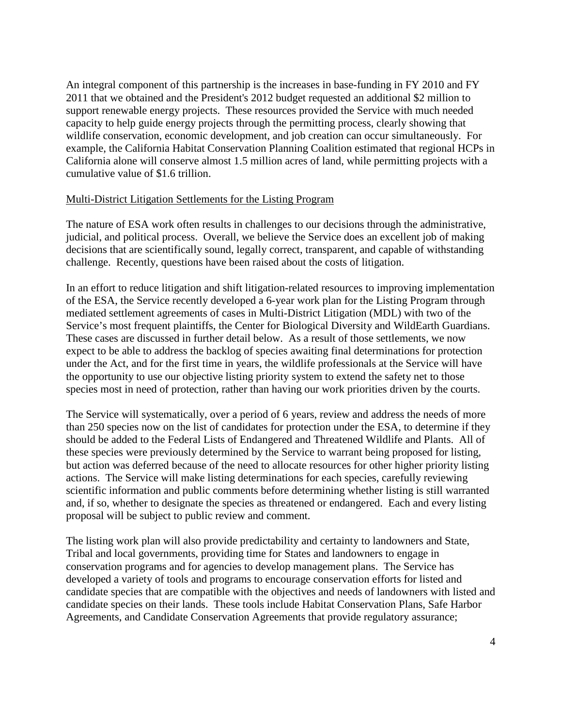An integral component of this partnership is the increases in base-funding in FY 2010 and FY 2011 that we obtained and the President's 2012 budget requested an additional \$2 million to support renewable energy projects. These resources provided the Service with much needed capacity to help guide energy projects through the permitting process, clearly showing that wildlife conservation, economic development, and job creation can occur simultaneously. For example, the California Habitat Conservation Planning Coalition estimated that regional HCPs in California alone will conserve almost 1.5 million acres of land, while permitting projects with a cumulative value of \$1.6 trillion.

<u>Multi-District Litigation Settlements for the Listing Program</u>

The nature of ESA work often results in challenges to our decisions through the administrative, judicial, and political process. Overall, we believe the Service does an excellent job of making decisions that are scientifically sound, legally correct, transparent, and capable of withstanding challenge. Recently, questions have been raised about the costs of litigation.

In an effort to reduce litigation and shift litigation-related resources to improving implementation of the ESA, the Service recently developed a 6-year work plan for the Listing Program through mediated settlement agreements of cases in Multi-District Litigation (MDL) with two of the Service's most frequent plaintiffs, the Center for Biological Diversity and WildEarth Guardians. These cases are discussed in further detail below. As a result of those settlements, we now expect to be able to address the backlog of species awaiting final determinations for protection under the Act, and for the first time in years, the wildlife professionals at the Service will have the opportunity to use our objective listing priority system to extend the safety net to those species most in need of protection, rather than having our work priorities driven by the courts.

The Service will systematically, over a period of 6 years, review and address the needs of more than 250 species now on the list of candidates for protection under the ESA, to determine if they should be added to the Federal Lists of Endangered and Threatened Wildlife and Plants. All of these species were previously determined by the Service to warrant being proposed for listing, but action was deferred because of the need to allocate resources for other higher priority listing actions. The Service will make listing determinations for each species, carefully reviewing scientific information and public comments before determining whether listing is still warranted and, if so, whether to designate the species as threatened or endangered. Each and every listing proposal will be subject to public review and comment.

The listing work plan will also provide predictability and certainty to landowners and State, Tribal and local governments, providing time for States and landowners to engage in conservation programs and for agencies to develop management plans. The Service has developed a variety of tools and programs to encourage conservation efforts for listed and candidate species that are compatible with the objectives and needs of landowners with listed and candidate species on their lands. These tools include Habitat Conservation Plans, Safe Harbor Agreements, and Candidate Conservation Agreements that provide regulatory assurance;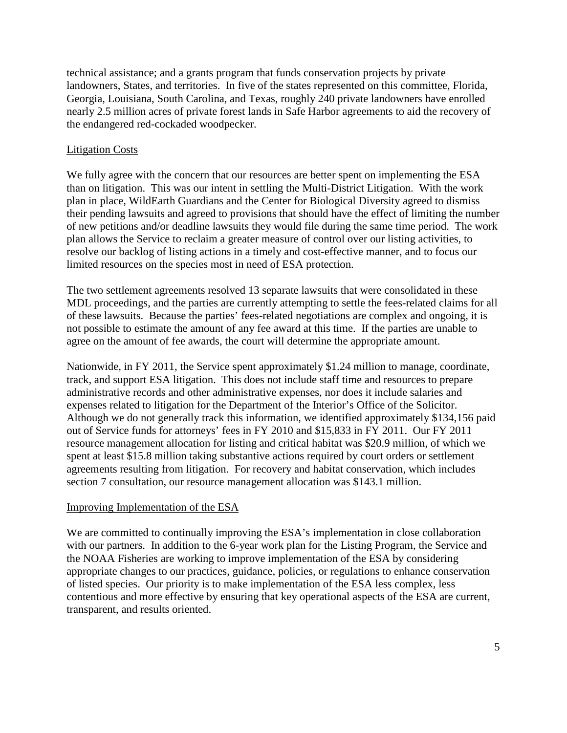technical assistance; and a grants program that funds conservation projects by private landowners, States, and territories. In five of the states represented on this committee, Florida, Georgia, Louisiana, South Carolina, and Texas, roughly 240 private landowners have enrolled nearly 2.5 million acres of private forest lands in Safe Harbor agreements to aid the recovery of the endangered red-cockaded woodpecker.

## Litigation Costs

We fully agree with the concern that our resources are better spent on implementing the ESA than on litigation. This was our intent in settling the Multi-District Litigation. With the work plan in place, WildEarth Guardians and the Center for Biological Diversity agreed to dismiss their pending lawsuits and agreed to provisions that should have the effect of limiting the number of new petitions and/or deadline lawsuits they would file during the same time period. The work plan allows the Service to reclaim a greater measure of control over our listing activities, to resolve our backlog of listing actions in a timely and cost-effective manner, and to focus our limited resources on the species most in need of ESA protection.

The two settlement agreements resolved 13 separate lawsuits that were consolidated in these MDL proceedings, and the parties are currently attempting to settle the fees-related claims for all of these lawsuits. Because the parties' fees-related negotiations are complex and ongoing, it is not possible to estimate the amount of any fee award at this time. If the parties are unable to agree on the amount of fee awards, the court will determine the appropriate amount.

Nationwide, in FY 2011, the Service spent approximately $1.24 million to manage, coordinate, track, and support ESA litigation. This does not include staff time and resources to prepare administrative records and other administrative expenses, nor does it include salaries and expenses related to litigation for the Department of the Interior's Office of the Solicitor. Although we do not generally track this information, we identified approximately $134,156 paid out of Service funds for attorneys' fees in FY 2010 and $15,833 in FY 2011. Our FY 2011 resource management allocation for listing and critical habitat was $20.9 million, of which we spent at least $15.8 million taking substantive actions required by court orders or settlement agreements resulting from litigation. For recovery and habitat conservation, which includes section 7 consultation, our resource management allocation was $143.1 million.

## Improving Implementation of the ESA

We are committed to continually improving the ESA's implementation in close collaboration with our partners. In addition to the 6-year work plan for the Listing Program, the Service and the NOAA Fisheries are working to improve implementation of the ESA by considering appropriate changes to our practices, guidance, policies, or regulations to enhance conservation of listed species. Our priority is to make implementation of the ESA less complex, less contentious and more effective by ensuring that key operational aspects of the ESA are current, transparent, and results oriented.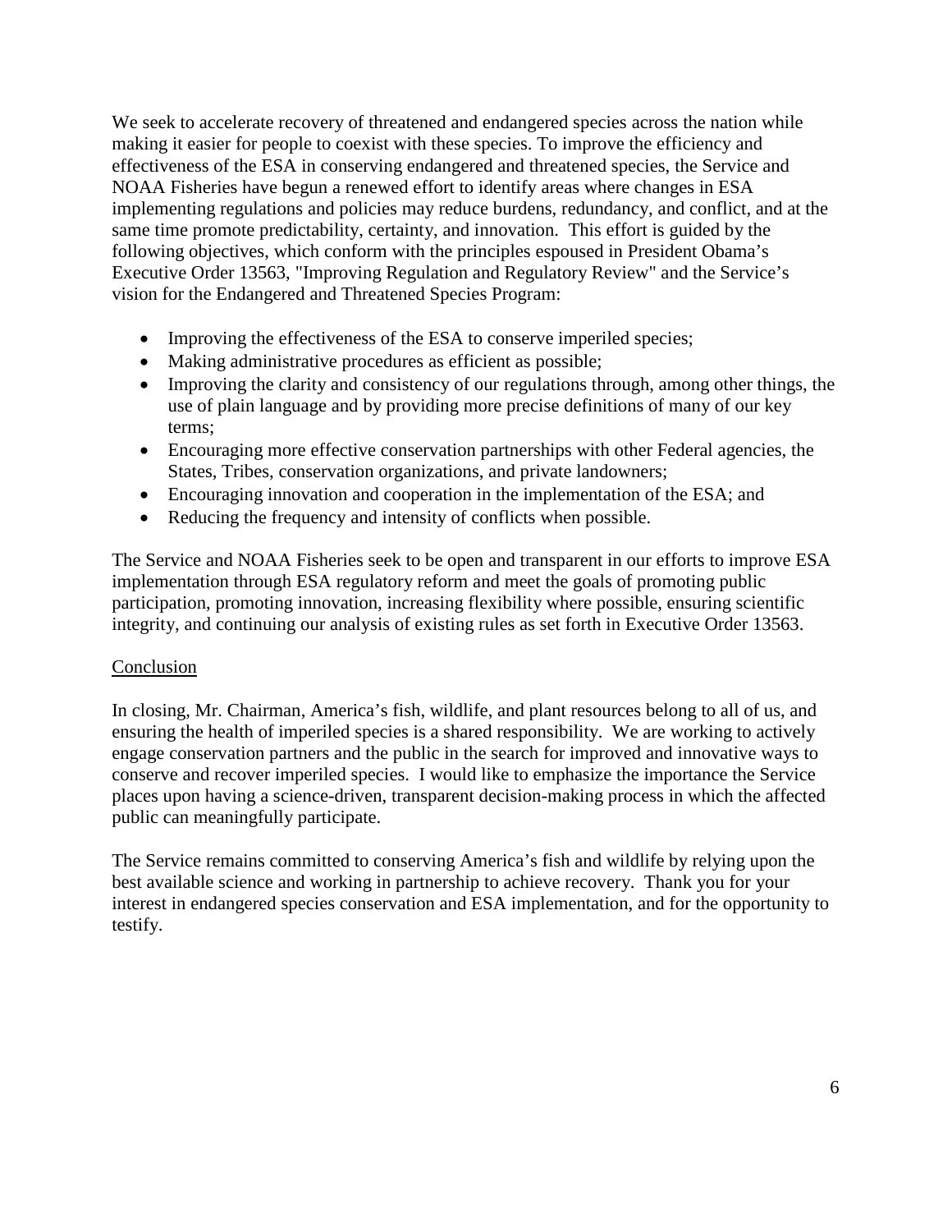We seek to accelerate recovery of threatened and endangered species across the nation while making it easier for people to coexist with these species. To improve the efficiency and effectiveness of the ESA in conserving endangered and threatened species, the Service and NOAA Fisheries have begun a renewed effort to identify areas where changes in ESA implementing regulations and policies may reduce burdens, redundancy, and conflict, and at the same time promote predictability, certainty, and innovation. This effort is guided by the following objectives, which conform with the principles espoused in President Obama's Executive Order 13563, "Improving Regulation and Regulatory Review" and the Service's vision for the Endangered and Threatened Species Program:

- Improving the effectiveness of the ESA to conserve imperiled species;
- Making administrative procedures as efficient as possible;
- Improving the clarity and consistency of our regulations through, among other things, the use of plain language and by providing more precise definitions of many of our key terms;
- Encouraging more effective conservation partnerships with other Federal agencies, the States, Tribes, conservation organizations, and private landowners;
- Encouraging innovation and cooperation in the implementation of the ESA; and
- Reducing the frequency and intensity of conflicts when possible.

The Service and NOAA Fisheries seek to be open and transparent in our efforts to improve ESA implementation through ESA regulatory reform and meet the goals of promoting public participation, promoting innovation, increasing flexibility where possible, ensuring scientific integrity, and continuing our analysis of existing rules as set forth in Executive Order 13563.

## Conclusion

In closing, Mr. Chairman, America's fish, wildlife, and plant resources belong to all of us, and ensuring the health of imperiled species is a shared responsibility. We are working to actively engage conservation partners and the public in the search for improved and innovative ways to conserve and recover imperiled species. I would like to emphasize the importance the Service places upon having a science-driven, transparent decision-making process in which the affected public can meaningfully participate.

The Service remains committed to conserving America's fish and wildlife by relying upon the best available science and working in partnership to achieve recovery. Thank you for your interest in endangered species conservation and ESA implementation, and for the opportunity to testify.